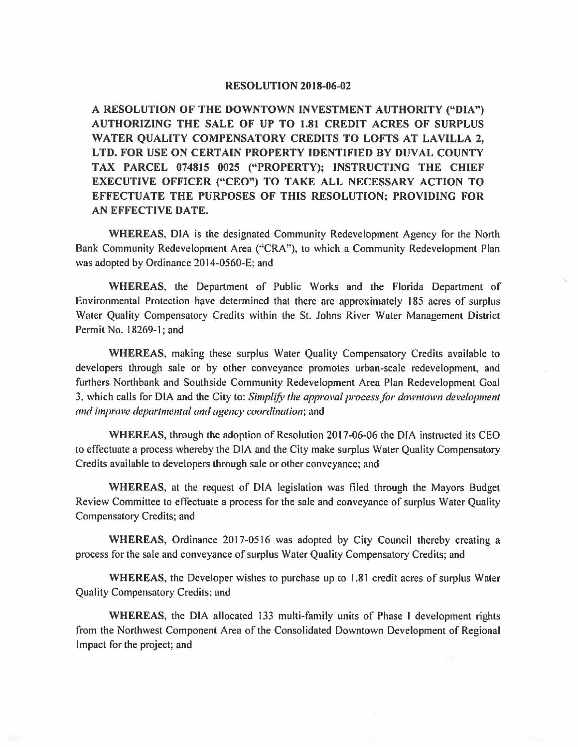# RESOLUTION 2018-06-02

**A RESOLUTION OF THE DOWNTOWN INVESTMENT AUTHORITY ("DIA") AUTHORIZING THE SALE OF UP TO 1.81 CREDIT ACRES OF SURPLUS WATER QUALITY COMPENSATORY CREDITS TO LOFTS AT LAVILLA 2, LTD. FOR USE ON CERTAIN PROPERTY IDENTIFIED BY DUVAL COUNTY TAX PARCEL 074815 0025 ("PROPERTY); INSTRUCTING THE CHIEF EXECUTIVE OFFICER ("CEO") TO TAKE ALL NECESSARY ACTION TO EFFECTUATE THE PURPOSES OF THIS RESOLUTION; PROVIDING FOR AN EFFECTIVE DATE.**

**WHEREAS**, DIA is the designated Community Redevelopment Agency for the North Bank Community Redevelopment Area ("CRA"), to which a Community Redevelopment Plan was adopted by Ordinance 2014-0560-E; and

**WHEREAS**, the Department of Public Works and the Florida Department of Environmental Protection have determined that there are approximately 185 acres of surplus Water Quality Compensatory Credits within the St. Johns River Water Management District Permit No. 18269-1; and

**WHEREAS**, making these surplus Water Quality Compensatory Credits available to developers through sale or by other conveyance promotes urban-scale redevelopment, and furthers Northbank and Southside Community Redevelopment Area Plan Redevelopment Goal 3, which calls for DIA and the City to: *Simplify the approval process for downtown development and improve departmental and agency coordination*; and

**WHEREAS**, through the adoption of Resolution 2017-06-06 the DIA instructed its CEO to effectuate a process whereby the DIA and the City make surplus Water Quality Compensatory Credits available to developers through sale or other conveyance; and

**WHEREAS**, at the request of DIA legislation was filed through the Mayors Budget Review Committee to effectuate a process for the sale and conveyance of surplus Water Quality Compensatory Credits; and

**WHEREAS**, Ordinance 2017-0516 was adopted by City Council thereby creating a process for the sale and conveyance of surplus Water Quality Compensatory Credits; and

**WHEREAS**, the Developer wishes to purchase up to 1.81 credit acres of surplus Water Quality Compensatory Credits; and

**WHEREAS**, the DIA allocated 133 multi-family units of Phase I development rights from the Northwest Component Area of the Consolidated Downtown Development of Regional Impact for the project; and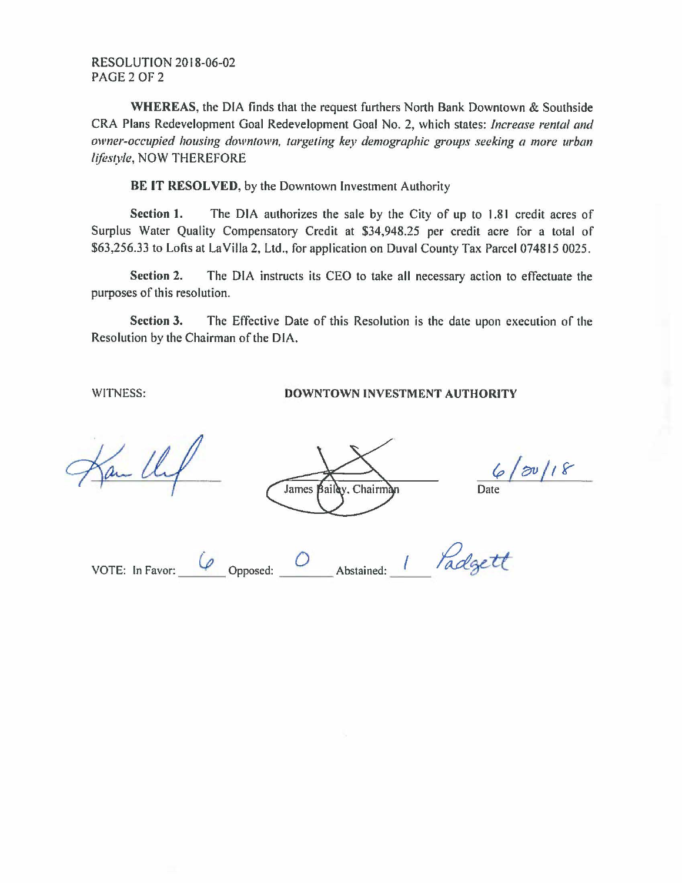RESOLUTION 2018-06-02

**WHEREAS**, the DIA finds that the request furthers North Bank Downtown & Southside CRA Plans Redevelopment Goal Redevelopment Goal No. 2, which states: *Increase rental and owner-occupied housing downtown, targeting key demographic groups seeking a more urban lifestyle*, NOW THEREFORE

**BE IT RESOLVED**, by the Downtown Investment Authority

**Section 1.** The DIA authorizes the sale by the City of up to 1.81 credit acres of Surplus Water Quality Compensatory Credit at $34,948.25 per credit acre for a total of $63,256.33 to Lofts at LaVilla 2, Ltd., for application on Duval County Tax Parcel 074815 0025.

**Section 2.** The DIA instructs its CEO to take all necessary action to effectuate the purposes of this resolution.

**Section 3.** The Effective Date of this Resolution is the date upon execution of the Resolution by the Chairman of the DIA.

WITNESS: **DOWNTOWN INVESTMENT AUTHORITY**

_______________ James Bailey, Chairman 6/20/18 Date

VOTE: In Favor: 6 Opposed: 0 Abstained: 1 Padgett